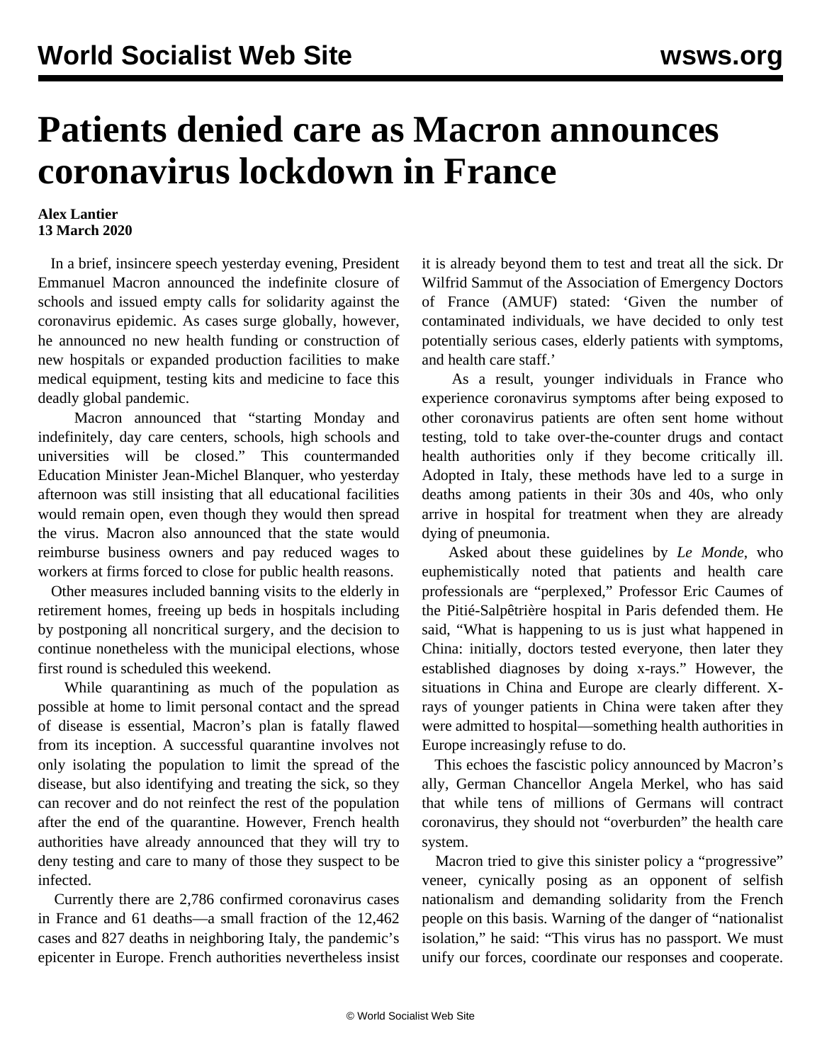# Patients denied care as Macron announces coronavirus lockdown in France

**Alex Lantier**
**13 March 2020**

In a brief, insincere speech yesterday evening, President Emmanuel Macron announced the indefinite closure of schools and issued empty calls for solidarity against the coronavirus epidemic. As cases surge globally, however, he announced no new health funding or construction of new hospitals or expanded production facilities to make medical equipment, testing kits and medicine to face this deadly global pandemic.

Macron announced that "starting Monday and indefinitely, day care centers, schools, high schools and universities will be closed." This countermanded Education Minister Jean-Michel Blanquer, who yesterday afternoon was still insisting that all educational facilities would remain open, even though they would then spread the virus. Macron also announced that the state would reimburse business owners and pay reduced wages to workers at firms forced to close for public health reasons.

Other measures included banning visits to the elderly in retirement homes, freeing up beds in hospitals including by postponing all noncritical surgery, and the decision to continue nonetheless with the municipal elections, whose first round is scheduled this weekend.

While quarantining as much of the population as possible at home to limit personal contact and the spread of disease is essential, Macron's plan is fatally flawed from its inception. A successful quarantine involves not only isolating the population to limit the spread of the disease, but also identifying and treating the sick, so they can recover and do not reinfect the rest of the population after the end of the quarantine. However, French health authorities have already announced that they will try to deny testing and care to many of those they suspect to be infected.

Currently there are 2,786 confirmed coronavirus cases in France and 61 deaths—a small fraction of the 12,462 cases and 827 deaths in neighboring Italy, the pandemic's epicenter in Europe. French authorities nevertheless insist it is already beyond them to test and treat all the sick. Dr Wilfrid Sammut of the Association of Emergency Doctors of France (AMUF) stated: 'Given the number of contaminated individuals, we have decided to only test potentially serious cases, elderly patients with symptoms, and health care staff.'

As a result, younger individuals in France who experience coronavirus symptoms after being exposed to other coronavirus patients are often sent home without testing, told to take over-the-counter drugs and contact health authorities only if they become critically ill. Adopted in Italy, these methods have led to a surge in deaths among patients in their 30s and 40s, who only arrive in hospital for treatment when they are already dying of pneumonia.

Asked about these guidelines by *Le Monde*, who euphemistically noted that patients and health care professionals are "perplexed," Professor Eric Caumes of the Pitié-Salpêtrière hospital in Paris defended them. He said, "What is happening to us is just what happened in China: initially, doctors tested everyone, then later they established diagnoses by doing x-rays." However, the situations in China and Europe are clearly different. X-rays of younger patients in China were taken after they were admitted to hospital—something health authorities in Europe increasingly refuse to do.

This echoes the fascistic policy announced by Macron's ally, German Chancellor Angela Merkel, who has said that while tens of millions of Germans will contract coronavirus, they should not "overburden" the health care system.

Macron tried to give this sinister policy a "progressive" veneer, cynically posing as an opponent of selfish nationalism and demanding solidarity from the French people on this basis. Warning of the danger of "nationalist isolation," he said: "This virus has no passport. We must unify our forces, coordinate our responses and cooperate.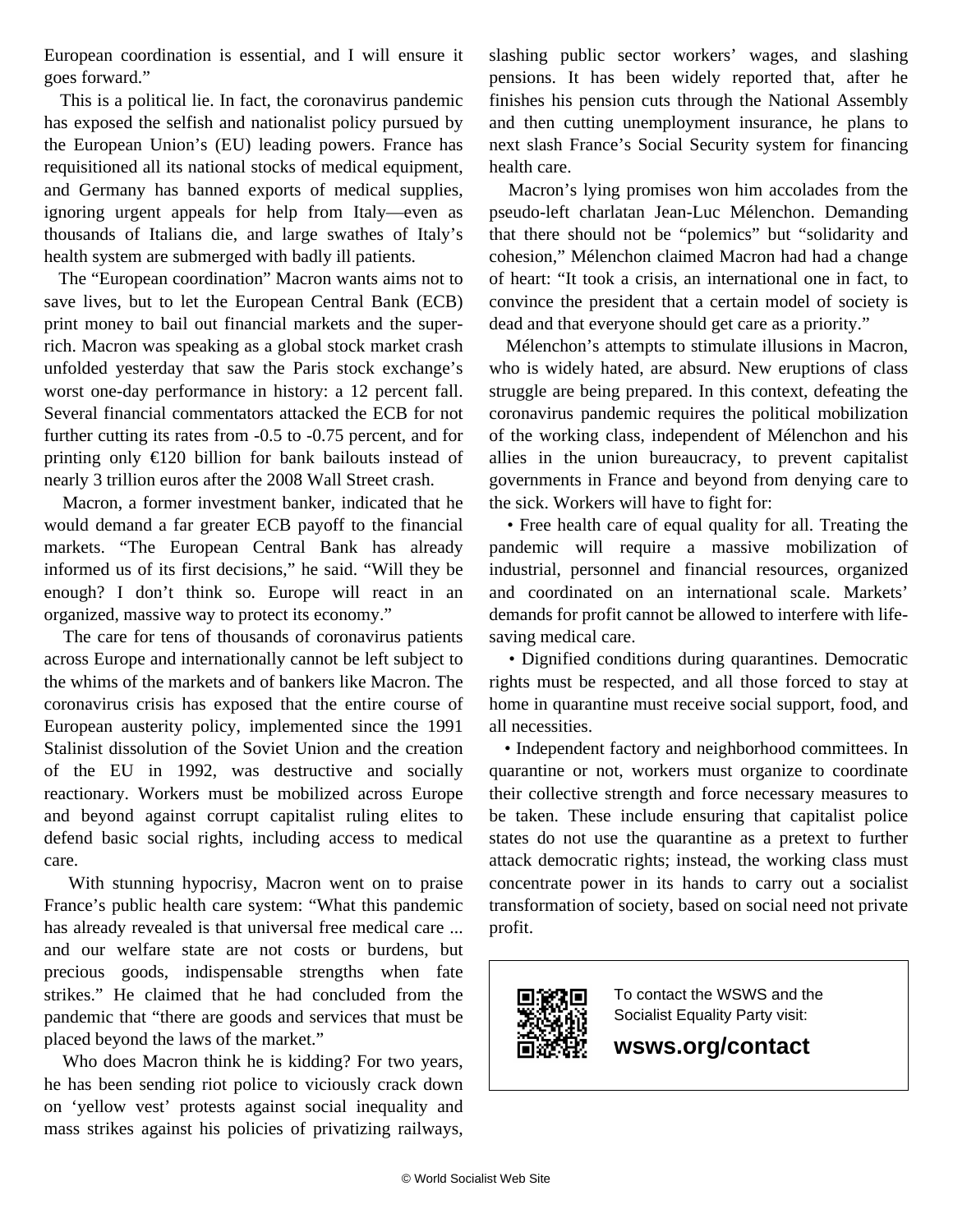European coordination is essential, and I will ensure it goes forward."

This is a political lie. In fact, the coronavirus pandemic has exposed the selfish and nationalist policy pursued by the European Union's (EU) leading powers. France has requisitioned all its national stocks of medical equipment, and Germany has banned exports of medical supplies, ignoring urgent appeals for help from Italy—even as thousands of Italians die, and large swathes of Italy's health system are submerged with badly ill patients.

The "European coordination" Macron wants aims not to save lives, but to let the European Central Bank (ECB) print money to bail out financial markets and the super-rich. Macron was speaking as a global stock market crash unfolded yesterday that saw the Paris stock exchange's worst one-day performance in history: a 12 percent fall. Several financial commentators attacked the ECB for not further cutting its rates from -0.5 to -0.75 percent, and for printing only €120 billion for bank bailouts instead of nearly 3 trillion euros after the 2008 Wall Street crash.

Macron, a former investment banker, indicated that he would demand a far greater ECB payoff to the financial markets. "The European Central Bank has already informed us of its first decisions," he said. "Will they be enough? I don't think so. Europe will react in an organized, massive way to protect its economy."

The care for tens of thousands of coronavirus patients across Europe and internationally cannot be left subject to the whims of the markets and of bankers like Macron. The coronavirus crisis has exposed that the entire course of European austerity policy, implemented since the 1991 Stalinist dissolution of the Soviet Union and the creation of the EU in 1992, was destructive and socially reactionary. Workers must be mobilized across Europe and beyond against corrupt capitalist ruling elites to defend basic social rights, including access to medical care.

With stunning hypocrisy, Macron went on to praise France's public health care system: "What this pandemic has already revealed is that universal free medical care ... and our welfare state are not costs or burdens, but precious goods, indispensable strengths when fate strikes." He claimed that he had concluded from the pandemic that "there are goods and services that must be placed beyond the laws of the market."

Who does Macron think he is kidding? For two years, he has been sending riot police to viciously crack down on 'yellow vest' protests against social inequality and mass strikes against his policies of privatizing railways, slashing public sector workers' wages, and slashing pensions. It has been widely reported that, after he finishes his pension cuts through the National Assembly and then cutting unemployment insurance, he plans to next slash France's Social Security system for financing health care.

Macron's lying promises won him accolades from the pseudo-left charlatan Jean-Luc Mélenchon. Demanding that there should not be "polemics" but "solidarity and cohesion," Mélenchon claimed Macron had had a change of heart: "It took a crisis, an international one in fact, to convince the president that a certain model of society is dead and that everyone should get care as a priority."

Mélenchon's attempts to stimulate illusions in Macron, who is widely hated, are absurd. New eruptions of class struggle are being prepared. In this context, defeating the coronavirus pandemic requires the political mobilization of the working class, independent of Mélenchon and his allies in the union bureaucracy, to prevent capitalist governments in France and beyond from denying care to the sick. Workers will have to fight for:

- Free health care of equal quality for all. Treating the pandemic will require a massive mobilization of industrial, personnel and financial resources, organized and coordinated on an international scale. Markets' demands for profit cannot be allowed to interfere with life-saving medical care.
- Dignified conditions during quarantines. Democratic rights must be respected, and all those forced to stay at home in quarantine must receive social support, food, and all necessities.
- Independent factory and neighborhood committees. In quarantine or not, workers must organize to coordinate their collective strength and force necessary measures to be taken. These include ensuring that capitalist police states do not use the quarantine as a pretext to further attack democratic rights; instead, the working class must concentrate power in its hands to carry out a socialist transformation of society, based on social need not private profit.

To contact the WSWS and the Socialist Equality Party visit:

**wsws.org/contact**